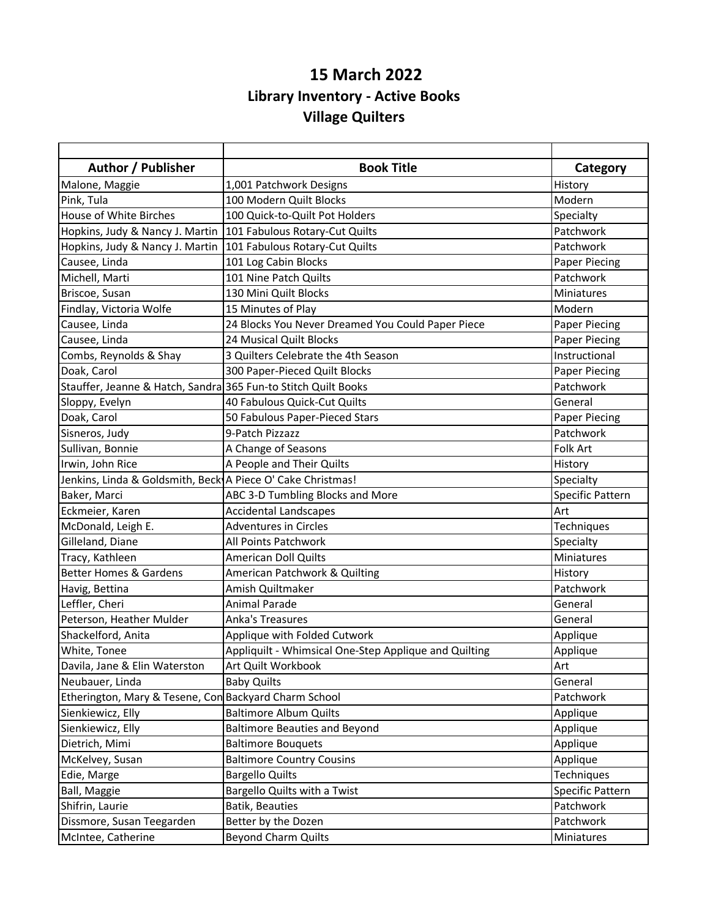# 15 March 2022

## Library Inventory - Active Books

## Village Quilters

| Author / Publisher | Book Title | Category |
|---|---|---|
| Malone, Maggie | 1,001 Patchwork Designs | History |
| Pink, Tula | 100 Modern Quilt Blocks | Modern |
| House of White Birches | 100 Quick-to-Quilt Pot Holders | Specialty |
| Hopkins, Judy & Nancy J. Martin | 101 Fabulous Rotary-Cut Quilts | Patchwork |
| Hopkins, Judy & Nancy J. Martin | 101 Fabulous Rotary-Cut Quilts | Patchwork |
| Causee, Linda | 101 Log Cabin Blocks | Paper Piecing |
| Michell, Marti | 101 Nine Patch Quilts | Patchwork |
| Briscoe, Susan | 130 Mini Quilt Blocks | Miniatures |
| Findlay, Victoria Wolfe | 15 Minutes of Play | Modern |
| Causee, Linda | 24 Blocks You Never Dreamed You Could Paper Piece | Paper Piecing |
| Causee, Linda | 24 Musical Quilt Blocks | Paper Piecing |
| Combs, Reynolds & Shay | 3 Quilters Celebrate the 4th Season | Instructional |
| Doak, Carol | 300 Paper-Pieced Quilt Blocks | Paper Piecing |
| Stauffer, Jeanne & Hatch, Sandra | 365 Fun-to Stitch Quilt Books | Patchwork |
| Sloppy, Evelyn | 40 Fabulous Quick-Cut Quilts | General |
| Doak, Carol | 50 Fabulous Paper-Pieced Stars | Paper Piecing |
| Sisneros, Judy | 9-Patch Pizzazz | Patchwork |
| Sullivan, Bonnie | A Change of Seasons | Folk Art |
| Irwin, John Rice | A People and Their Quilts | History |
| Jenkins, Linda & Goldsmith, Beck | A Piece O' Cake Christmas! | Specialty |
| Baker, Marci | ABC 3-D Tumbling Blocks and More | Specific Pattern |
| Eckmeier, Karen | Accidental Landscapes | Art |
| McDonald, Leigh E. | Adventures in Circles | Techniques |
| Gilleland, Diane | All Points Patchwork | Specialty |
| Tracy, Kathleen | American Doll Quilts | Miniatures |
| Better Homes & Gardens | American Patchwork & Quilting | History |
| Havig, Bettina | Amish Quiltmaker | Patchwork |
| Leffler, Cheri | Animal Parade | General |
| Peterson, Heather Mulder | Anka's Treasures | General |
| Shackelford, Anita | Applique with Folded Cutwork | Applique |
| White, Tonee | Appliquilt - Whimsical One-Step Applique and Quilting | Applique |
| Davila, Jane & Elin Waterston | Art Quilt Workbook | Art |
| Neubauer, Linda | Baby Quilts | General |
| Etherington, Mary & Tesene, Con | Backyard Charm School | Patchwork |
| Sienkiewicz, Elly | Baltimore Album Quilts | Applique |
| Sienkiewicz, Elly | Baltimore Beauties and Beyond | Applique |
| Dietrich, Mimi | Baltimore Bouquets | Applique |
| McKelvey, Susan | Baltimore Country Cousins | Applique |
| Edie, Marge | Bargello Quilts | Techniques |
| Ball, Maggie | Bargello Quilts with a Twist | Specific Pattern |
| Shifrin, Laurie | Batik, Beauties | Patchwork |
| Dissmore, Susan Teegarden | Better by the Dozen | Patchwork |
| McIntee, Catherine | Beyond Charm Quilts | Miniatures |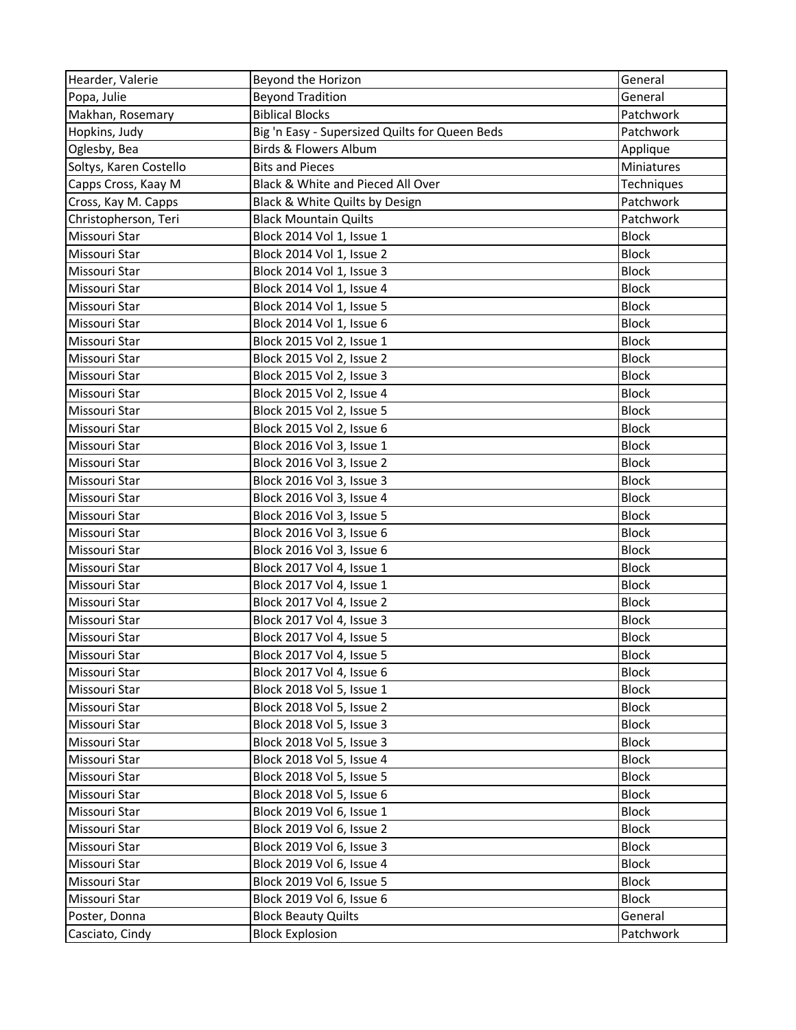| Hearder, Valerie | Beyond the Horizon | General |
|---|---|---|
| Popa, Julie | Beyond Tradition | General |
| Makhan, Rosemary | Biblical Blocks | Patchwork |
| Hopkins, Judy | Big 'n Easy - Supersized Quilts for Queen Beds | Patchwork |
| Oglesby, Bea | Birds & Flowers Album | Applique |
| Soltys, Karen Costello | Bits and Pieces | Miniatures |
| Capps Cross, Kaay M | Black & White and Pieced All Over | Techniques |
| Cross, Kay M. Capps | Black & White Quilts by Design | Patchwork |
| Christopherson, Teri | Black Mountain Quilts | Patchwork |
| Missouri Star | Block 2014 Vol 1, Issue 1 | Block |
| Missouri Star | Block 2014 Vol 1, Issue 2 | Block |
| Missouri Star | Block 2014 Vol 1, Issue 3 | Block |
| Missouri Star | Block 2014 Vol 1, Issue 4 | Block |
| Missouri Star | Block 2014 Vol 1, Issue 5 | Block |
| Missouri Star | Block 2014 Vol 1, Issue 6 | Block |
| Missouri Star | Block 2015 Vol 2, Issue 1 | Block |
| Missouri Star | Block 2015 Vol 2, Issue 2 | Block |
| Missouri Star | Block 2015 Vol 2, Issue 3 | Block |
| Missouri Star | Block 2015 Vol 2, Issue 4 | Block |
| Missouri Star | Block 2015 Vol 2, Issue 5 | Block |
| Missouri Star | Block 2015 Vol 2, Issue 6 | Block |
| Missouri Star | Block 2016 Vol 3, Issue 1 | Block |
| Missouri Star | Block 2016 Vol 3, Issue 2 | Block |
| Missouri Star | Block 2016 Vol 3, Issue 3 | Block |
| Missouri Star | Block 2016 Vol 3, Issue 4 | Block |
| Missouri Star | Block 2016 Vol 3, Issue 5 | Block |
| Missouri Star | Block 2016 Vol 3, Issue 6 | Block |
| Missouri Star | Block 2016 Vol 3, Issue 6 | Block |
| Missouri Star | Block 2017 Vol 4, Issue 1 | Block |
| Missouri Star | Block 2017 Vol 4, Issue 1 | Block |
| Missouri Star | Block 2017 Vol 4, Issue 2 | Block |
| Missouri Star | Block 2017 Vol 4, Issue 3 | Block |
| Missouri Star | Block 2017 Vol 4, Issue 5 | Block |
| Missouri Star | Block 2017 Vol 4, Issue 5 | Block |
| Missouri Star | Block 2017 Vol 4, Issue 6 | Block |
| Missouri Star | Block 2018 Vol 5, Issue 1 | Block |
| Missouri Star | Block 2018 Vol 5, Issue 2 | Block |
| Missouri Star | Block 2018 Vol 5, Issue 3 | Block |
| Missouri Star | Block 2018 Vol 5, Issue 3 | Block |
| Missouri Star | Block 2018 Vol 5, Issue 4 | Block |
| Missouri Star | Block 2018 Vol 5, Issue 5 | Block |
| Missouri Star | Block 2018 Vol 5, Issue 6 | Block |
| Missouri Star | Block 2019 Vol 6, Issue 1 | Block |
| Missouri Star | Block 2019 Vol 6, Issue 2 | Block |
| Missouri Star | Block 2019 Vol 6, Issue 3 | Block |
| Missouri Star | Block 2019 Vol 6, Issue 4 | Block |
| Missouri Star | Block 2019 Vol 6, Issue 5 | Block |
| Missouri Star | Block 2019 Vol 6, Issue 6 | Block |
| Poster, Donna | Block Beauty Quilts | General |
| Casciato, Cindy | Block Explosion | Patchwork |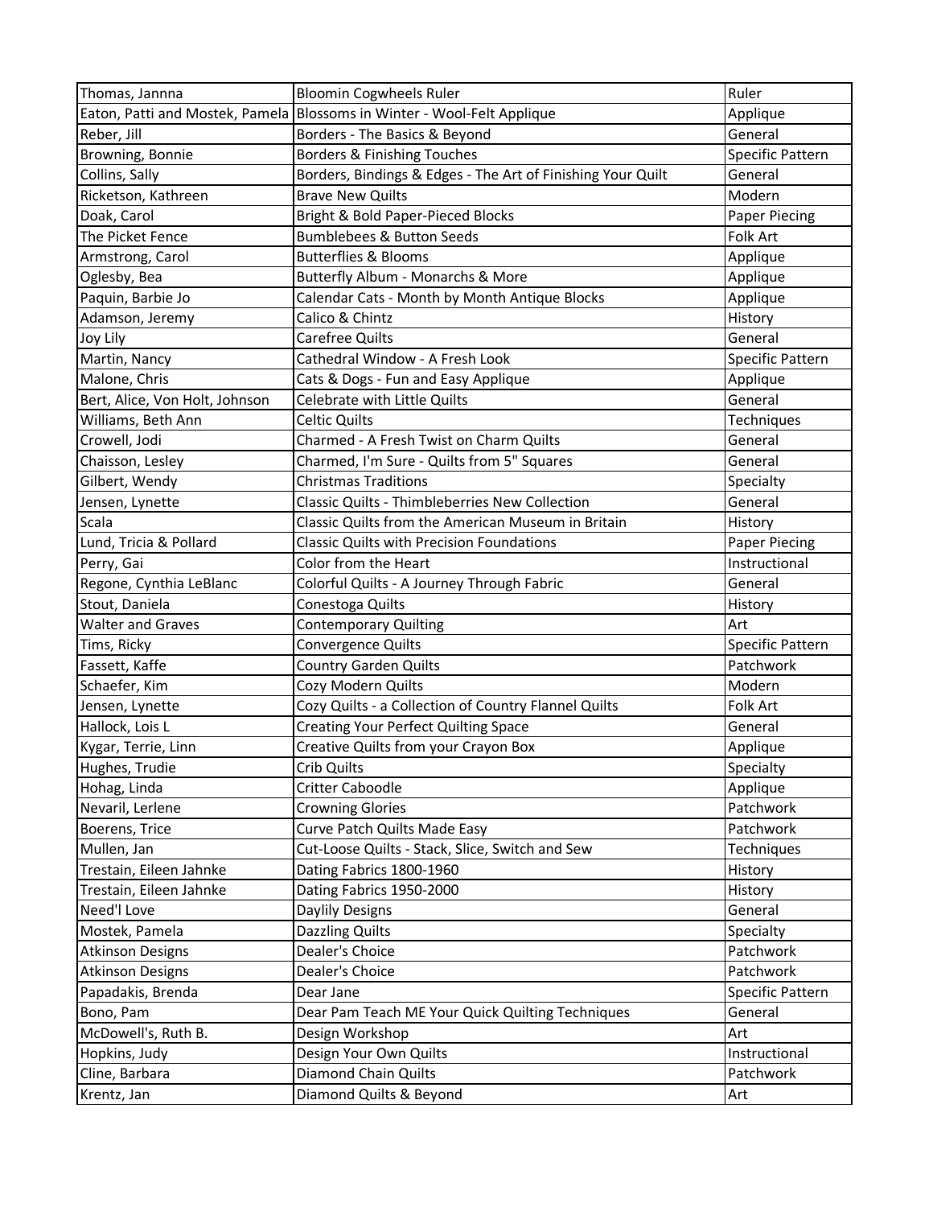| Thomas, Jannna | Bloomin Cogwheels Ruler | Ruler |
|---|---|---|
| Eaton, Patti and Mostek, Pamela | Blossoms in Winter - Wool-Felt Applique | Applique |
| Reber, Jill | Borders - The Basics & Beyond | General |
| Browning, Bonnie | Borders & Finishing Touches | Specific Pattern |
| Collins, Sally | Borders, Bindings & Edges - The Art of Finishing Your Quilt | General |
| Ricketson, Kathreen | Brave New Quilts | Modern |
| Doak, Carol | Bright & Bold Paper-Pieced Blocks | Paper Piecing |
| The Picket Fence | Bumblebees & Button Seeds | Folk Art |
| Armstrong, Carol | Butterflies & Blooms | Applique |
| Oglesby, Bea | Butterfly Album - Monarchs & More | Applique |
| Paquin, Barbie Jo | Calendar Cats - Month by Month Antique Blocks | Applique |
| Adamson, Jeremy | Calico & Chintz | History |
| Joy Lily | Carefree Quilts | General |
| Martin, Nancy | Cathedral Window - A Fresh Look | Specific Pattern |
| Malone, Chris | Cats & Dogs - Fun and Easy Applique | Applique |
| Bert, Alice, Von Holt, Johnson | Celebrate with Little Quilts | General |
| Williams, Beth Ann | Celtic Quilts | Techniques |
| Crowell, Jodi | Charmed - A Fresh Twist on Charm Quilts | General |
| Chaisson, Lesley | Charmed, I'm Sure - Quilts from 5" Squares | General |
| Gilbert, Wendy | Christmas Traditions | Specialty |
| Jensen, Lynette | Classic Quilts - Thimbleberries New Collection | General |
| Scala | Classic Quilts from the American Museum in Britain | History |
| Lund, Tricia & Pollard | Classic Quilts with Precision Foundations | Paper Piecing |
| Perry, Gai | Color from the Heart | Instructional |
| Regone, Cynthia LeBlanc | Colorful Quilts - A Journey Through Fabric | General |
| Stout, Daniela | Conestoga Quilts | History |
| Walter and Graves | Contemporary Quilting | Art |
| Tims, Ricky | Convergence Quilts | Specific Pattern |
| Fassett, Kaffe | Country Garden Quilts | Patchwork |
| Schaefer, Kim | Cozy Modern Quilts | Modern |
| Jensen, Lynette | Cozy Quilts - a Collection of Country Flannel Quilts | Folk Art |
| Hallock, Lois L | Creating Your Perfect Quilting Space | General |
| Kygar, Terrie, Linn | Creative Quilts from your Crayon Box | Applique |
| Hughes, Trudie | Crib Quilts | Specialty |
| Hohag, Linda | Critter Caboodle | Applique |
| Nevaril, Lerlene | Crowning Glories | Patchwork |
| Boerens, Trice | Curve Patch Quilts Made Easy | Patchwork |
| Mullen, Jan | Cut-Loose Quilts - Stack, Slice, Switch and Sew | Techniques |
| Trestain, Eileen Jahnke | Dating Fabrics 1800-1960 | History |
| Trestain, Eileen Jahnke | Dating Fabrics 1950-2000 | History |
| Need'l Love | Daylily Designs | General |
| Mostek, Pamela | Dazzling Quilts | Specialty |
| Atkinson Designs | Dealer's Choice | Patchwork |
| Atkinson Designs | Dealer's Choice | Patchwork |
| Papadakis, Brenda | Dear Jane | Specific Pattern |
| Bono, Pam | Dear Pam Teach ME Your Quick Quilting Techniques | General |
| McDowell's, Ruth B. | Design Workshop | Art |
| Hopkins, Judy | Design Your Own Quilts | Instructional |
| Cline, Barbara | Diamond Chain Quilts | Patchwork |
| Krentz, Jan | Diamond Quilts & Beyond | Art |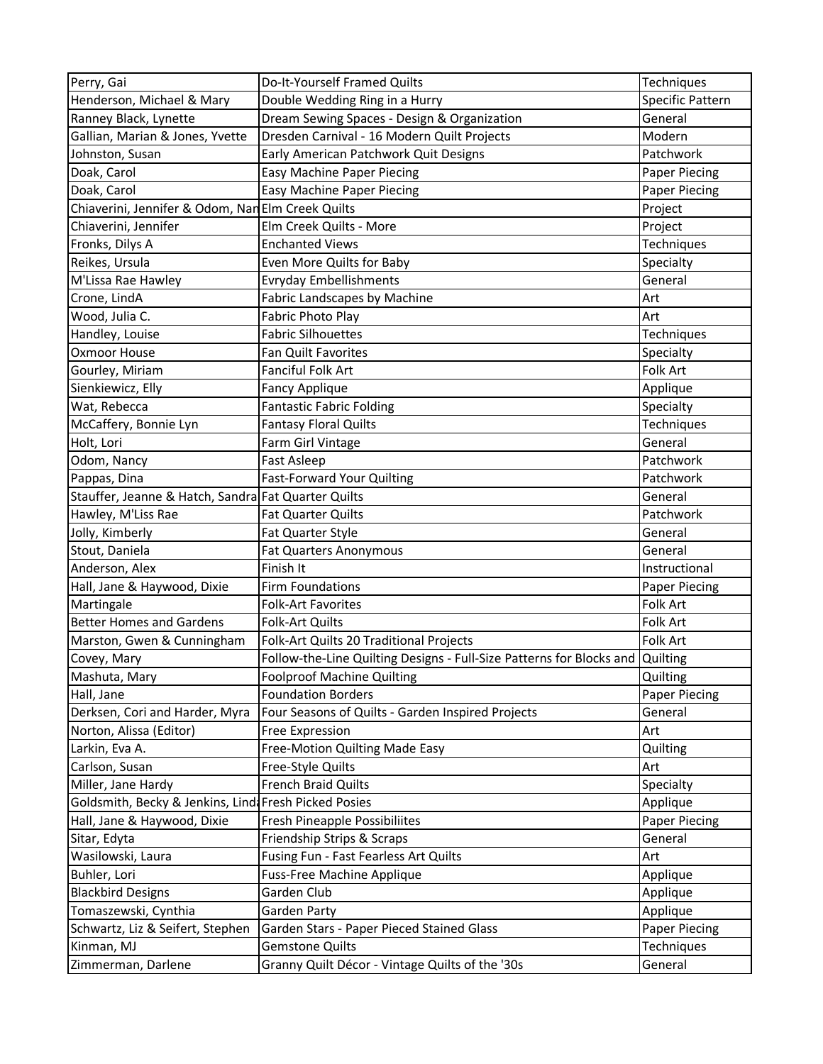| Perry, Gai | Do-It-Yourself Framed Quilts | Techniques |
|---|---|---|
| Henderson, Michael & Mary | Double Wedding Ring in a Hurry | Specific Pattern |
| Ranney Black, Lynette | Dream Sewing Spaces - Design & Organization | General |
| Gallian, Marian & Jones, Yvette | Dresden Carnival - 16 Modern Quilt Projects | Modern |
| Johnston, Susan | Early American Patchwork Quit Designs | Patchwork |
| Doak, Carol | Easy Machine Paper Piecing | Paper Piecing |
| Doak, Carol | Easy Machine Paper Piecing | Paper Piecing |
| Chiaverini, Jennifer & Odom, Nan | Elm Creek Quilts | Project |
| Chiaverini, Jennifer | Elm Creek Quilts - More | Project |
| Fronks, Dilys A | Enchanted Views | Techniques |
| Reikes, Ursula | Even More Quilts for Baby | Specialty |
| M'Lissa Rae Hawley | Evryday Embellishments | General |
| Crone, LindA | Fabric Landscapes by Machine | Art |
| Wood, Julia C. | Fabric Photo Play | Art |
| Handley, Louise | Fabric Silhouettes | Techniques |
| Oxmoor House | Fan Quilt Favorites | Specialty |
| Gourley, Miriam | Fanciful Folk Art | Folk Art |
| Sienkiewicz, Elly | Fancy Applique | Applique |
| Wat, Rebecca | Fantastic Fabric Folding | Specialty |
| McCaffery, Bonnie Lyn | Fantasy Floral Quilts | Techniques |
| Holt, Lori | Farm Girl Vintage | General |
| Odom, Nancy | Fast Asleep | Patchwork |
| Pappas, Dina | Fast-Forward Your Quilting | Patchwork |
| Stauffer, Jeanne & Hatch, Sandra | Fat Quarter Quilts | General |
| Hawley, M'Liss Rae | Fat Quarter Quilts | Patchwork |
| Jolly, Kimberly | Fat Quarter Style | General |
| Stout, Daniela | Fat Quarters Anonymous | General |
| Anderson, Alex | Finish It | Instructional |
| Hall, Jane & Haywood, Dixie | Firm Foundations | Paper Piecing |
| Martingale | Folk-Art Favorites | Folk Art |
| Better Homes and Gardens | Folk-Art Quilts | Folk Art |
| Marston, Gwen & Cunningham | Folk-Art Quilts 20 Traditional Projects | Folk Art |
| Covey, Mary | Follow-the-Line Quilting Designs - Full-Size Patterns for Blocks and | Quilting |
| Mashuta, Mary | Foolproof Machine Quilting | Quilting |
| Hall, Jane | Foundation Borders | Paper Piecing |
| Derksen, Cori and Harder, Myra | Four Seasons of Quilts - Garden Inspired Projects | General |
| Norton, Alissa (Editor) | Free Expression | Art |
| Larkin, Eva A. | Free-Motion Quilting Made Easy | Quilting |
| Carlson, Susan | Free-Style Quilts | Art |
| Miller, Jane Hardy | French Braid Quilts | Specialty |
| Goldsmith, Becky & Jenkins, Linda | Fresh Picked Posies | Applique |
| Hall, Jane & Haywood, Dixie | Fresh Pineapple Possibiliites | Paper Piecing |
| Sitar, Edyta | Friendship Strips & Scraps | General |
| Wasilowski, Laura | Fusing Fun - Fast Fearless Art Quilts | Art |
| Buhler, Lori | Fuss-Free Machine Applique | Applique |
| Blackbird Designs | Garden Club | Applique |
| Tomaszewski, Cynthia | Garden Party | Applique |
| Schwartz, Liz & Seifert, Stephen | Garden Stars - Paper Pieced Stained Glass | Paper Piecing |
| Kinman, MJ | Gemstone Quilts | Techniques |
| Zimmerman, Darlene | Granny Quilt Décor - Vintage Quilts of the '30s | General |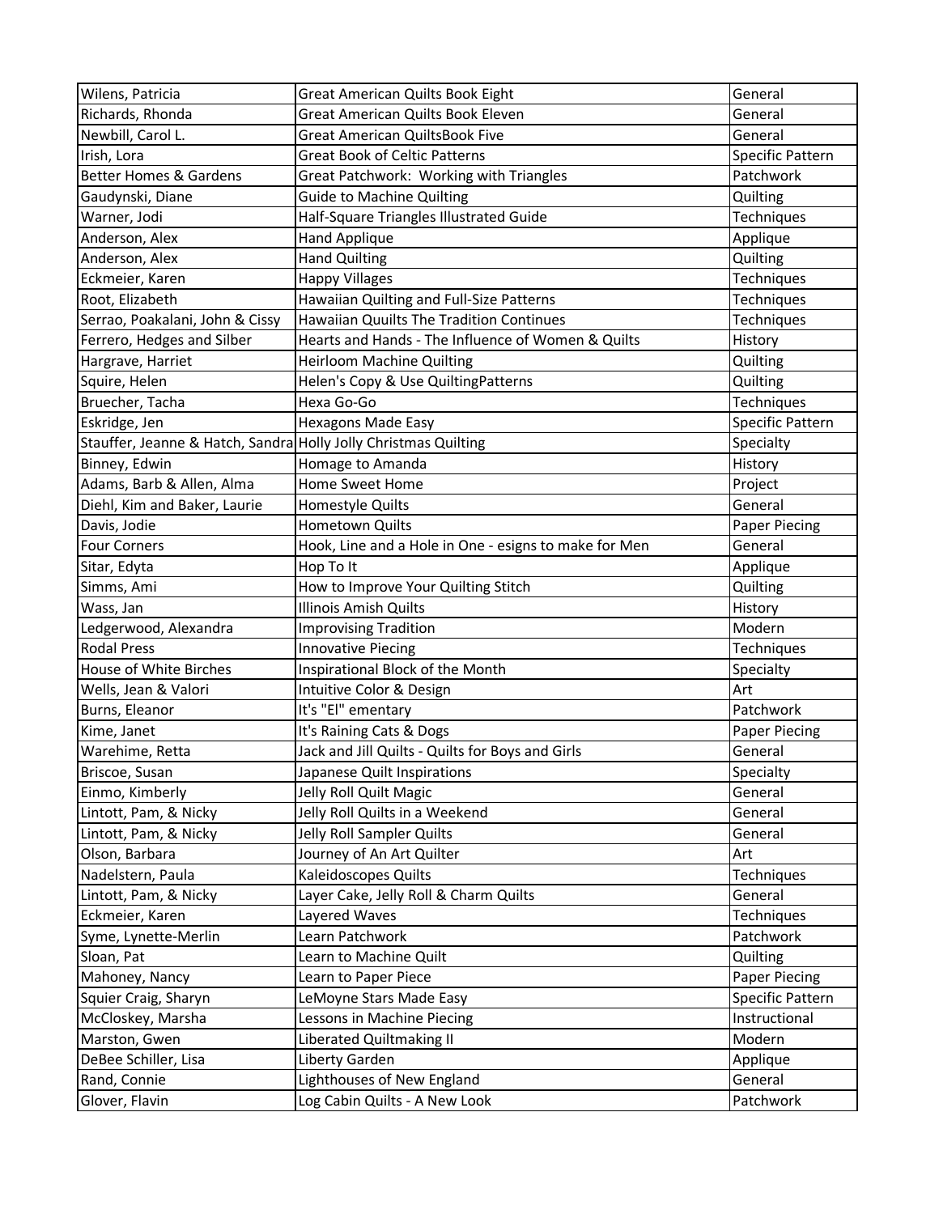| Wilens, Patricia | Great American Quilts Book Eight | General |
|---|---|---|
| Richards, Rhonda | Great American Quilts Book Eleven | General |
| Newbill, Carol L. | Great American QuiltsBook Five | General |
| Irish, Lora | Great Book of Celtic Patterns | Specific Pattern |
| Better Homes & Gardens | Great Patchwork: Working with Triangles | Patchwork |
| Gaudynski, Diane | Guide to Machine Quilting | Quilting |
| Warner, Jodi | Half-Square Triangles Illustrated Guide | Techniques |
| Anderson, Alex | Hand Applique | Applique |
| Anderson, Alex | Hand Quilting | Quilting |
| Eckmeier, Karen | Happy Villages | Techniques |
| Root, Elizabeth | Hawaiian Quilting and Full-Size Patterns | Techniques |
| Serrao, Poakalani, John & Cissy | Hawaiian Quuilts The Tradition Continues | Techniques |
| Ferrero, Hedges and Silber | Hearts and Hands - The Influence of Women & Quilts | History |
| Hargrave, Harriet | Heirloom Machine Quilting | Quilting |
| Squire, Helen | Helen's Copy & Use QuiltingPatterns | Quilting |
| Bruecher, Tacha | Hexa Go-Go | Techniques |
| Eskridge, Jen | Hexagons Made Easy | Specific Pattern |
| Stauffer, Jeanne & Hatch, Sandra | Holly Jolly Christmas Quilting | Specialty |
| Binney, Edwin | Homage to Amanda | History |
| Adams, Barb & Allen, Alma | Home Sweet Home | Project |
| Diehl, Kim and Baker, Laurie | Homestyle Quilts | General |
| Davis, Jodie | Hometown Quilts | Paper Piecing |
| Four Corners | Hook, Line and a Hole in One - esigns to make for Men | General |
| Sitar, Edyta | Hop To It | Applique |
| Simms, Ami | How to Improve Your Quilting Stitch | Quilting |
| Wass, Jan | Illinois Amish Quilts | History |
| Ledgerwood, Alexandra | Improvising Tradition | Modern |
| Rodal Press | Innovative Piecing | Techniques |
| House of White Birches | Inspirational Block of the Month | Specialty |
| Wells, Jean & Valori | Intuitive Color & Design | Art |
| Burns, Eleanor | It's "El" ementary | Patchwork |
| Kime, Janet | It's Raining Cats & Dogs | Paper Piecing |
| Warehime, Retta | Jack and Jill Quilts - Quilts for Boys and Girls | General |
| Briscoe, Susan | Japanese Quilt Inspirations | Specialty |
| Einmo, Kimberly | Jelly Roll Quilt Magic | General |
| Lintott, Pam, & Nicky | Jelly Roll Quilts in a Weekend | General |
| Lintott, Pam, & Nicky | Jelly Roll Sampler Quilts | General |
| Olson, Barbara | Journey of An Art Quilter | Art |
| Nadelstern, Paula | Kaleidoscopes Quilts | Techniques |
| Lintott, Pam, & Nicky | Layer Cake, Jelly Roll & Charm Quilts | General |
| Eckmeier, Karen | Layered Waves | Techniques |
| Syme, Lynette-Merlin | Learn Patchwork | Patchwork |
| Sloan, Pat | Learn to Machine Quilt | Quilting |
| Mahoney, Nancy | Learn to Paper Piece | Paper Piecing |
| Squier Craig, Sharyn | LeMoyne Stars Made Easy | Specific Pattern |
| McCloskey, Marsha | Lessons in Machine Piecing | Instructional |
| Marston, Gwen | Liberated Quiltmaking II | Modern |
| DeBee Schiller, Lisa | Liberty Garden | Applique |
| Rand, Connie | Lighthouses of New England | General |
| Glover, Flavin | Log Cabin Quilts - A New Look | Patchwork |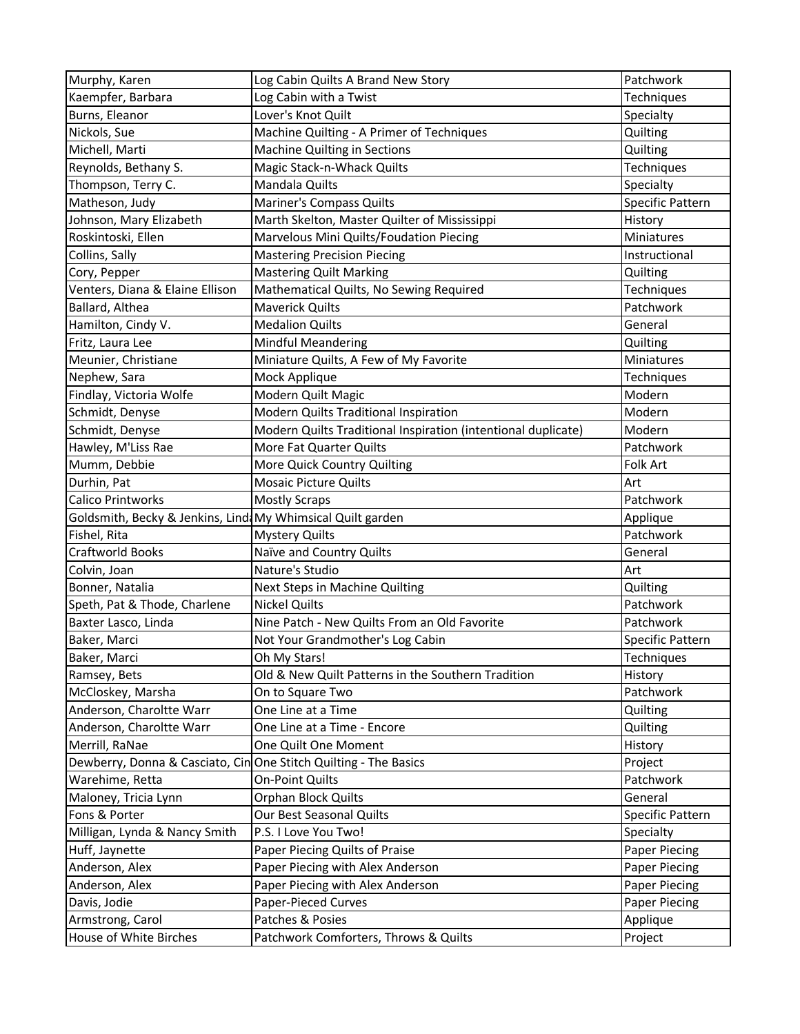| Murphy, Karen | Log Cabin Quilts A Brand New Story | Patchwork |
|---|---|---|
| Kaempfer, Barbara | Log Cabin with a Twist | Techniques |
| Burns, Eleanor | Lover's Knot Quilt | Specialty |
| Nickols, Sue | Machine Quilting - A Primer of Techniques | Quilting |
| Michell, Marti | Machine Quilting in Sections | Quilting |
| Reynolds, Bethany S. | Magic Stack-n-Whack Quilts | Techniques |
| Thompson, Terry C. | Mandala Quilts | Specialty |
| Matheson, Judy | Mariner's Compass Quilts | Specific Pattern |
| Johnson, Mary Elizabeth | Marth Skelton, Master Quilter of Mississippi | History |
| Roskintoski, Ellen | Marvelous Mini Quilts/Foudation Piecing | Miniatures |
| Collins, Sally | Mastering Precision Piecing | Instructional |
| Cory, Pepper | Mastering Quilt Marking | Quilting |
| Venters, Diana & Elaine Ellison | Mathematical Quilts, No Sewing Required | Techniques |
| Ballard, Althea | Maverick Quilts | Patchwork |
| Hamilton, Cindy V. | Medalion Quilts | General |
| Fritz, Laura Lee | Mindful Meandering | Quilting |
| Meunier, Christiane | Miniature Quilts, A Few of My Favorite | Miniatures |
| Nephew, Sara | Mock Applique | Techniques |
| Findlay, Victoria Wolfe | Modern Quilt Magic | Modern |
| Schmidt, Denyse | Modern Quilts Traditional Inspiration | Modern |
| Schmidt, Denyse | Modern Quilts Traditional Inspiration (intentional duplicate) | Modern |
| Hawley, M'Liss Rae | More Fat Quarter Quilts | Patchwork |
| Mumm, Debbie | More Quick Country Quilting | Folk Art |
| Durhin, Pat | Mosaic Picture Quilts | Art |
| Calico Printworks | Mostly Scraps | Patchwork |
| Goldsmith, Becky & Jenkins, Lind | My Whimsical Quilt garden | Applique |
| Fishel, Rita | Mystery Quilts | Patchwork |
| Craftworld Books | Naïve and Country Quilts | General |
| Colvin, Joan | Nature's Studio | Art |
| Bonner, Natalia | Next Steps in Machine Quilting | Quilting |
| Speth, Pat & Thode, Charlene | Nickel Quilts | Patchwork |
| Baxter Lasco, Linda | Nine Patch - New Quilts From an Old Favorite | Patchwork |
| Baker, Marci | Not Your Grandmother's Log Cabin | Specific Pattern |
| Baker, Marci | Oh My Stars! | Techniques |
| Ramsey, Bets | Old & New Quilt Patterns in the Southern Tradition | History |
| McCloskey, Marsha | On to Square Two | Patchwork |
| Anderson, Charoltte Warr | One Line at a Time | Quilting |
| Anderson, Charoltte Warr | One Line at a Time - Encore | Quilting |
| Merrill, RaNae | One Quilt One Moment | History |
| Dewberry, Donna & Casciato, Cin | One Stitch Quilting - The Basics | Project |
| Warehime, Retta | On-Point Quilts | Patchwork |
| Maloney, Tricia Lynn | Orphan Block Quilts | General |
| Fons & Porter | Our Best Seasonal Quilts | Specific Pattern |
| Milligan, Lynda & Nancy Smith | P.S. I Love You Two! | Specialty |
| Huff, Jaynette | Paper Piecing Quilts of Praise | Paper Piecing |
| Anderson, Alex | Paper Piecing with Alex Anderson | Paper Piecing |
| Anderson, Alex | Paper Piecing with Alex Anderson | Paper Piecing |
| Davis, Jodie | Paper-Pieced Curves | Paper Piecing |
| Armstrong, Carol | Patches & Posies | Applique |
| House of White Birches | Patchwork Comforters, Throws & Quilts | Project |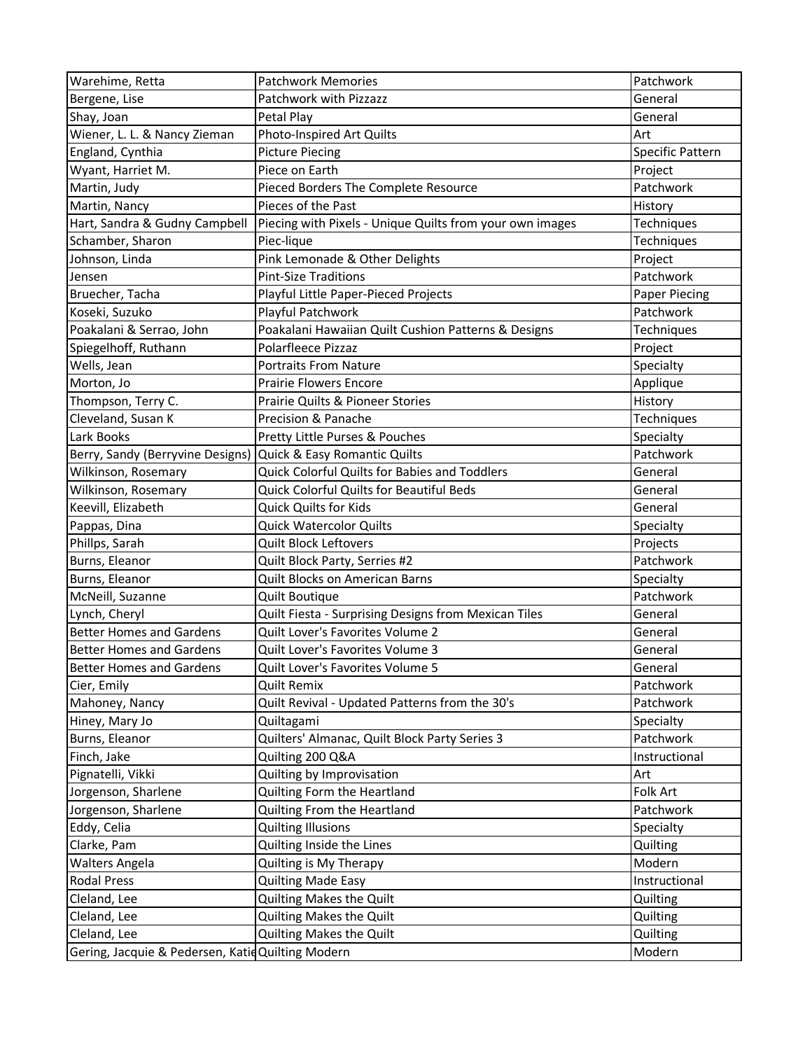| Warehime, Retta | Patchwork Memories | Patchwork |
|---|---|---|
| Bergene, Lise | Patchwork with Pizzazz | General |
| Shay, Joan | Petal Play | General |
| Wiener, L. L. & Nancy Zieman | Photo-Inspired Art Quilts | Art |
| England, Cynthia | Picture Piecing | Specific Pattern |
| Wyant, Harriet M. | Piece on Earth | Project |
| Martin, Judy | Pieced Borders The Complete Resource | Patchwork |
| Martin, Nancy | Pieces of the Past | History |
| Hart, Sandra & Gudny Campbell | Piecing with Pixels - Unique Quilts from your own images | Techniques |
| Schamber, Sharon | Piec-lique | Techniques |
| Johnson, Linda | Pink Lemonade & Other Delights | Project |
| Jensen | Pint-Size Traditions | Patchwork |
| Bruecher, Tacha | Playful Little Paper-Pieced Projects | Paper Piecing |
| Koseki, Suzuko | Playful Patchwork | Patchwork |
| Poakalani & Serrao, John | Poakalani Hawaiian Quilt Cushion Patterns & Designs | Techniques |
| Spiegelhoff, Ruthann | Polarfleece Pizzaz | Project |
| Wells, Jean | Portraits From Nature | Specialty |
| Morton, Jo | Prairie Flowers Encore | Applique |
| Thompson, Terry C. | Prairie Quilts & Pioneer Stories | History |
| Cleveland, Susan K | Precision & Panache | Techniques |
| Lark Books | Pretty Little Purses & Pouches | Specialty |
| Berry, Sandy (Berryvine Designs) | Quick & Easy Romantic Quilts | Patchwork |
| Wilkinson, Rosemary | Quick Colorful Quilts for Babies and Toddlers | General |
| Wilkinson, Rosemary | Quick Colorful Quilts for Beautiful Beds | General |
| Keevill, Elizabeth | Quick Quilts for Kids | General |
| Pappas, Dina | Quick Watercolor Quilts | Specialty |
| Phillps, Sarah | Quilt Block Leftovers | Projects |
| Burns, Eleanor | Quilt Block Party, Serries #2 | Patchwork |
| Burns, Eleanor | Quilt Blocks on American Barns | Specialty |
| McNeill, Suzanne | Quilt Boutique | Patchwork |
| Lynch, Cheryl | Quilt Fiesta - Surprising Designs from Mexican Tiles | General |
| Better Homes and Gardens | Quilt Lover's Favorites Volume 2 | General |
| Better Homes and Gardens | Quilt Lover's Favorites Volume 3 | General |
| Better Homes and Gardens | Quilt Lover's Favorites Volume 5 | General |
| Cier, Emily | Quilt Remix | Patchwork |
| Mahoney, Nancy | Quilt Revival - Updated Patterns from the 30's | Patchwork |
| Hiney, Mary Jo | Quiltagami | Specialty |
| Burns, Eleanor | Quilters' Almanac, Quilt Block Party Series 3 | Patchwork |
| Finch, Jake | Quilting 200 Q&A | Instructional |
| Pignatelli, Vikki | Quilting by Improvisation | Art |
| Jorgenson, Sharlene | Quilting Form the Heartland | Folk Art |
| Jorgenson, Sharlene | Quilting From the Heartland | Patchwork |
| Eddy, Celia | Quilting Illusions | Specialty |
| Clarke, Pam | Quilting Inside the Lines | Quilting |
| Walters Angela | Quilting is My Therapy | Modern |
| Rodal Press | Quilting Made Easy | Instructional |
| Cleland, Lee | Quilting Makes the Quilt | Quilting |
| Cleland, Lee | Quilting Makes the Quilt | Quilting |
| Cleland, Lee | Quilting Makes the Quilt | Quilting |
| Gering, Jacquie & Pedersen, Katie | Quilting Modern | Modern |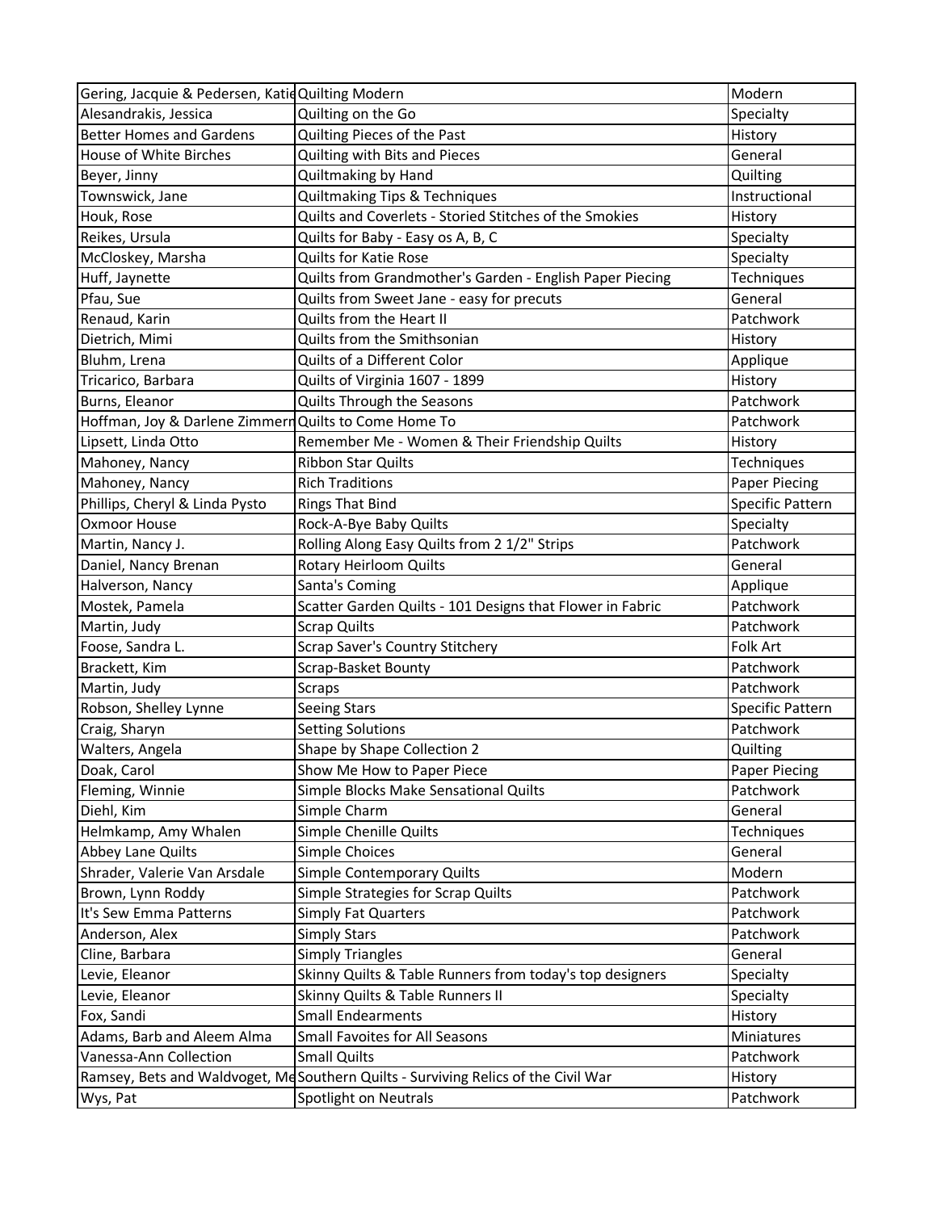| Gering, Jacquie & Pedersen, Katie | Quilting Modern | Modern |
|---|---|---|
| Alesandrakis, Jessica | Quilting on the Go | Specialty |
| Better Homes and Gardens | Quilting Pieces of the Past | History |
| House of White Birches | Quilting with Bits and Pieces | General |
| Beyer, Jinny | Quiltmaking by Hand | Quilting |
| Townswick, Jane | Quiltmaking Tips & Techniques | Instructional |
| Houk, Rose | Quilts and Coverlets - Storied Stitches of the Smokies | History |
| Reikes, Ursula | Quilts for Baby - Easy os A, B, C | Specialty |
| McCloskey, Marsha | Quilts for Katie Rose | Specialty |
| Huff, Jaynette | Quilts from Grandmother's Garden - English Paper Piecing | Techniques |
| Pfau, Sue | Quilts from Sweet Jane - easy for precuts | General |
| Renaud, Karin | Quilts from the Heart II | Patchwork |
| Dietrich, Mimi | Quilts from the Smithsonian | History |
| Bluhm, Lrena | Quilts of a Different Color | Applique |
| Tricarico, Barbara | Quilts of Virginia 1607 - 1899 | History |
| Burns, Eleanor | Quilts Through the Seasons | Patchwork |
| Hoffman, Joy & Darlene Zimmerm | Quilts to Come Home To | Patchwork |
| Lipsett, Linda Otto | Remember Me - Women & Their Friendship Quilts | History |
| Mahoney, Nancy | Ribbon Star Quilts | Techniques |
| Mahoney, Nancy | Rich Traditions | Paper Piecing |
| Phillips, Cheryl & Linda Pysto | Rings That Bind | Specific Pattern |
| Oxmoor House | Rock-A-Bye Baby Quilts | Specialty |
| Martin, Nancy J. | Rolling Along Easy Quilts from 2 1/2" Strips | Patchwork |
| Daniel, Nancy Brenan | Rotary Heirloom Quilts | General |
| Halverson, Nancy | Santa's Coming | Applique |
| Mostek, Pamela | Scatter Garden Quilts - 101 Designs that Flower in Fabric | Patchwork |
| Martin, Judy | Scrap Quilts | Patchwork |
| Foose, Sandra L. | Scrap Saver's Country Stitchery | Folk Art |
| Brackett, Kim | Scrap-Basket Bounty | Patchwork |
| Martin, Judy | Scraps | Patchwork |
| Robson, Shelley Lynne | Seeing Stars | Specific Pattern |
| Craig, Sharyn | Setting Solutions | Patchwork |
| Walters, Angela | Shape by Shape Collection 2 | Quilting |
| Doak, Carol | Show Me How to Paper Piece | Paper Piecing |
| Fleming, Winnie | Simple Blocks Make Sensational Quilts | Patchwork |
| Diehl, Kim | Simple Charm | General |
| Helmkamp, Amy Whalen | Simple Chenille Quilts | Techniques |
| Abbey Lane Quilts | Simple Choices | General |
| Shrader, Valerie Van Arsdale | Simple Contemporary Quilts | Modern |
| Brown, Lynn Roddy | Simple Strategies for Scrap Quilts | Patchwork |
| It's Sew Emma Patterns | Simply Fat Quarters | Patchwork |
| Anderson, Alex | Simply Stars | Patchwork |
| Cline, Barbara | Simply Triangles | General |
| Levie, Eleanor | Skinny Quilts & Table Runners from today's top designers | Specialty |
| Levie, Eleanor | Skinny Quilts & Table Runners II | Specialty |
| Fox, Sandi | Small Endearments | History |
| Adams, Barb and Aleem Alma | Small Favoites for All Seasons | Miniatures |
| Vanessa-Ann Collection | Small Quilts | Patchwork |
| Ramsey, Bets and Waldvoget, Me | Southern Quilts - Surviving Relics of the Civil War | History |
| Wys, Pat | Spotlight on Neutrals | Patchwork |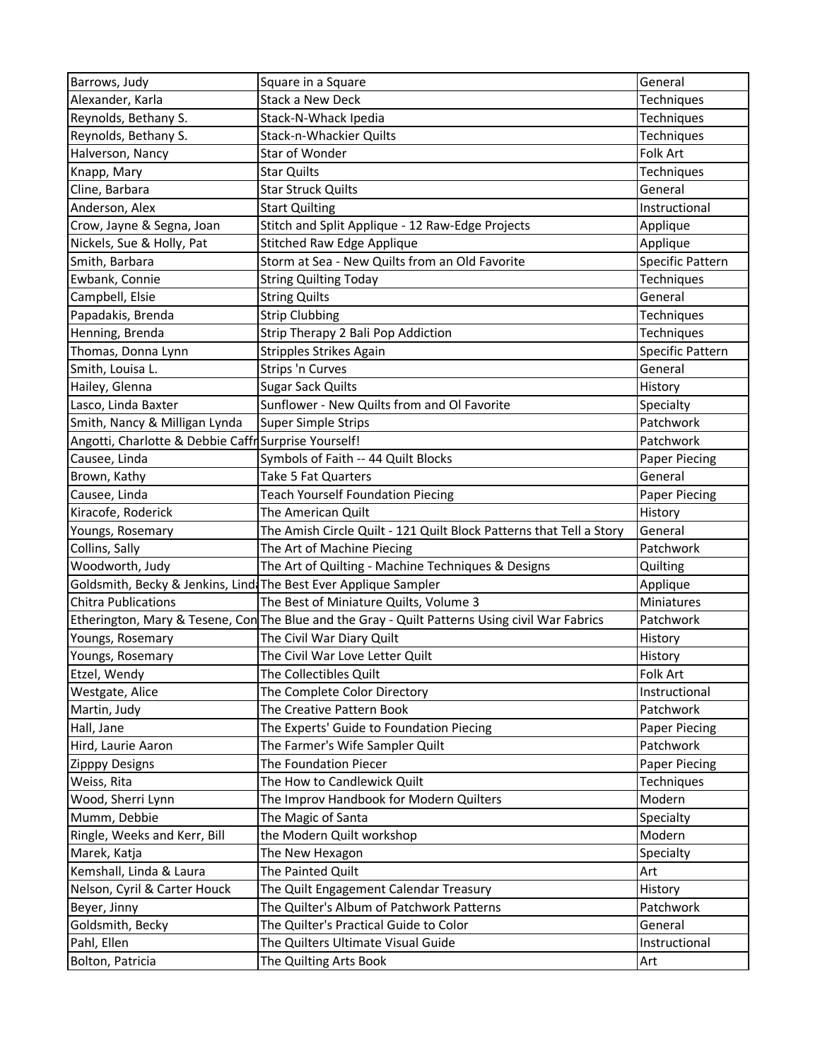| Barrows, Judy | Square in a Square | General |
|---|---|---|
| Alexander, Karla | Stack a New Deck | Techniques |
| Reynolds, Bethany S. | Stack-N-Whack Ipedia | Techniques |
| Reynolds, Bethany S. | Stack-n-Whackier Quilts | Techniques |
| Halverson, Nancy | Star of Wonder | Folk Art |
| Knapp, Mary | Star Quilts | Techniques |
| Cline, Barbara | Star Struck Quilts | General |
| Anderson, Alex | Start Quilting | Instructional |
| Crow, Jayne & Segna, Joan | Stitch and Split Applique - 12 Raw-Edge Projects | Applique |
| Nickels, Sue & Holly, Pat | Stitched Raw Edge Applique | Applique |
| Smith, Barbara | Storm at Sea - New Quilts from an Old Favorite | Specific Pattern |
| Ewbank, Connie | String Quilting Today | Techniques |
| Campbell, Elsie | String Quilts | General |
| Papadakis, Brenda | Strip Clubbing | Techniques |
| Henning, Brenda | Strip Therapy 2 Bali Pop Addiction | Techniques |
| Thomas, Donna Lynn | Stripples Strikes Again | Specific Pattern |
| Smith, Louisa L. | Strips 'n Curves | General |
| Hailey, Glenna | Sugar Sack Quilts | History |
| Lasco, Linda Baxter | Sunflower - New Quilts from and Ol Favorite | Specialty |
| Smith, Nancy & Milligan Lynda | Super Simple Strips | Patchwork |
| Angotti, Charlotte & Debbie Caffr | Surprise Yourself! | Patchwork |
| Causee, Linda | Symbols of Faith -- 44 Quilt Blocks | Paper Piecing |
| Brown, Kathy | Take 5 Fat Quarters | General |
| Causee, Linda | Teach Yourself Foundation Piecing | Paper Piecing |
| Kiracofe, Roderick | The American Quilt | History |
| Youngs, Rosemary | The Amish Circle Quilt - 121 Quilt Block Patterns that Tell a Story | General |
| Collins, Sally | The Art of Machine Piecing | Patchwork |
| Woodworth, Judy | The Art of Quilting - Machine Techniques & Designs | Quilting |
| Goldsmith, Becky & Jenkins, Lind | The Best Ever Applique Sampler | Applique |
| Chitra Publications | The Best of Miniature Quilts, Volume 3 | Miniatures |
| Etherington, Mary & Tesene, Con | The Blue and the Gray - Quilt Patterns Using civil War Fabrics | Patchwork |
| Youngs, Rosemary | The Civil War Diary Quilt | History |
| Youngs, Rosemary | The Civil War Love Letter Quilt | History |
| Etzel, Wendy | The Collectibles Quilt | Folk Art |
| Westgate, Alice | The Complete Color Directory | Instructional |
| Martin, Judy | The Creative Pattern Book | Patchwork |
| Hall, Jane | The Experts' Guide to Foundation Piecing | Paper Piecing |
| Hird, Laurie Aaron | The Farmer's Wife Sampler Quilt | Patchwork |
| Zipppy Designs | The Foundation Piecer | Paper Piecing |
| Weiss, Rita | The How to Candlewick Quilt | Techniques |
| Wood, Sherri Lynn | The Improv Handbook for Modern Quilters | Modern |
| Mumm, Debbie | The Magic of Santa | Specialty |
| Ringle, Weeks and Kerr, Bill | the Modern Quilt workshop | Modern |
| Marek, Katja | The New Hexagon | Specialty |
| Kemshall, Linda & Laura | The Painted Quilt | Art |
| Nelson, Cyril & Carter Houck | The Quilt Engagement Calendar Treasury | History |
| Beyer, Jinny | The Quilter's Album of Patchwork Patterns | Patchwork |
| Goldsmith, Becky | The Quilter's Practical Guide to Color | General |
| Pahl, Ellen | The Quilters Ultimate Visual Guide | Instructional |
| Bolton, Patricia | The Quilting Arts Book | Art |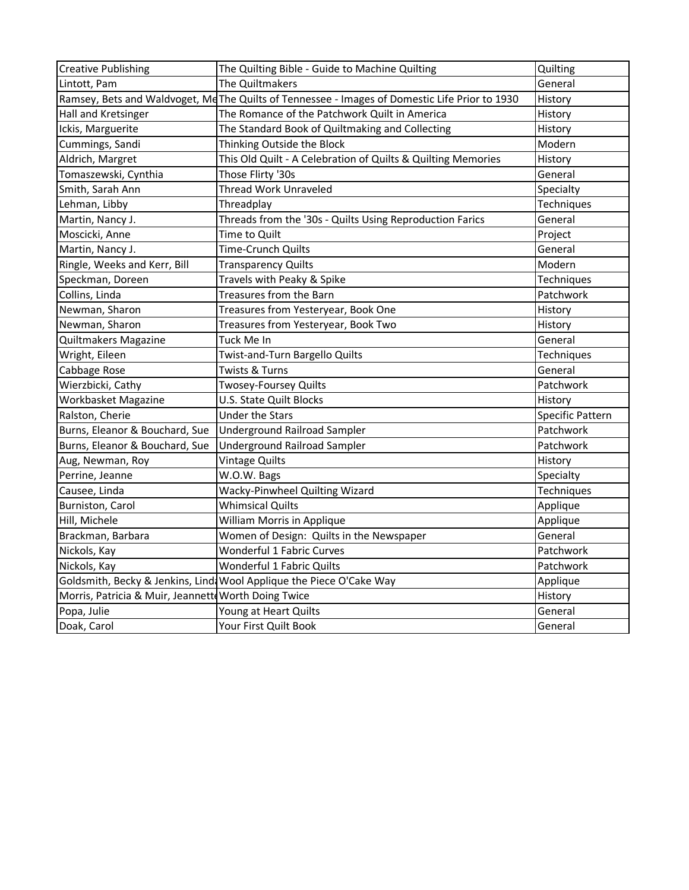| | | |
|---|---|---|
| Creative Publishing | The Quilting Bible - Guide to Machine Quilting | Quilting |
| Lintott, Pam | The Quiltmakers | General |
| Ramsey, Bets and Waldvoget, Me | The Quilts of Tennessee - Images of Domestic Life Prior to 1930 | History |
| Hall and Kretsinger | The Romance of the Patchwork Quilt in America | History |
| Ickis, Marguerite | The Standard Book of Quiltmaking and Collecting | History |
| Cummings, Sandi | Thinking Outside the Block | Modern |
| Aldrich, Margret | This Old Quilt - A Celebration of Quilts & Quilting Memories | History |
| Tomaszewski, Cynthia | Those Flirty '30s | General |
| Smith, Sarah Ann | Thread Work Unraveled | Specialty |
| Lehman, Libby | Threadplay | Techniques |
| Martin, Nancy J. | Threads from the '30s - Quilts Using Reproduction Farics | General |
| Moscicki, Anne | Time to Quilt | Project |
| Martin, Nancy J. | Time-Crunch Quilts | General |
| Ringle, Weeks and Kerr, Bill | Transparency Quilts | Modern |
| Speckman, Doreen | Travels with Peaky & Spike | Techniques |
| Collins, Linda | Treasures from the Barn | Patchwork |
| Newman, Sharon | Treasures from Yesteryear, Book One | History |
| Newman, Sharon | Treasures from Yesteryear, Book Two | History |
| Quiltmakers Magazine | Tuck Me In | General |
| Wright, Eileen | Twist-and-Turn Bargello Quilts | Techniques |
| Cabbage Rose | Twists & Turns | General |
| Wierzbicki, Cathy | Twosey-Foursey Quilts | Patchwork |
| Workbasket Magazine | U.S. State Quilt Blocks | History |
| Ralston, Cherie | Under the Stars | Specific Pattern |
| Burns, Eleanor & Bouchard, Sue | Underground Railroad Sampler | Patchwork |
| Burns, Eleanor & Bouchard, Sue | Underground Railroad Sampler | Patchwork |
| Aug, Newman, Roy | Vintage Quilts | History |
| Perrine, Jeanne | W.O.W. Bags | Specialty |
| Causee, Linda | Wacky-Pinwheel Quilting Wizard | Techniques |
| Burniston, Carol | Whimsical Quilts | Applique |
| Hill, Michele | William Morris in Applique | Applique |
| Brackman, Barbara | Women of Design: Quilts in the Newspaper | General |
| Nickols, Kay | Wonderful 1 Fabric Curves | Patchwork |
| Nickols, Kay | Wonderful 1 Fabric Quilts | Patchwork |
| Goldsmith, Becky & Jenkins, Linda | Wool Applique the Piece O'Cake Way | Applique |
| Morris, Patricia & Muir, Jeannette | Worth Doing Twice | History |
| Popa, Julie | Young at Heart Quilts | General |
| Doak, Carol | Your First Quilt Book | General |